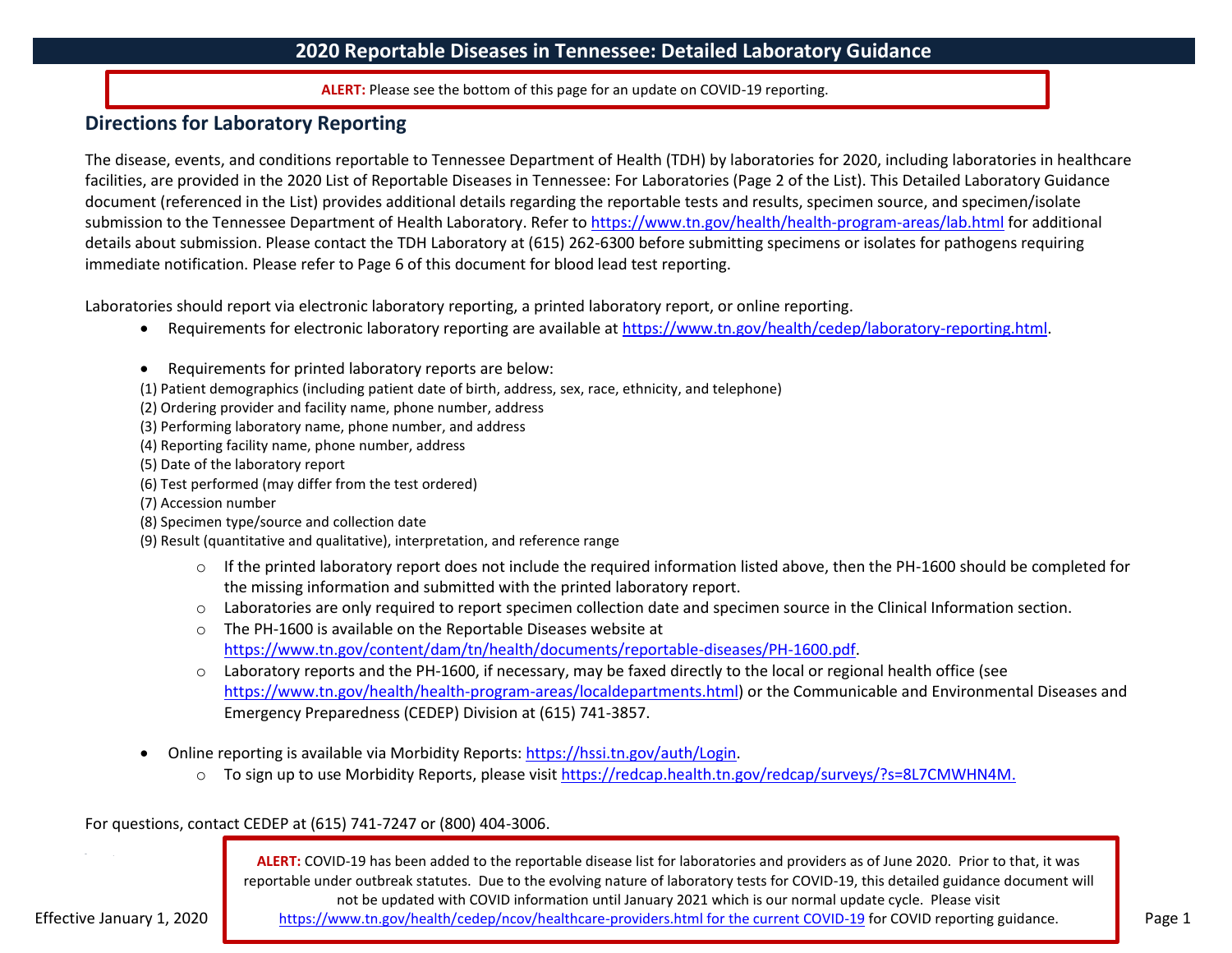# 2020 Reportable Diseases in Tennessee: Detailed Laboratory Guidance

**ALERT:** Please see the bottom of this page for an update on COVID-19 reporting.

## Directions for Laboratory Reporting

The disease, events, and conditions reportable to Tennessee Department of Health (TDH) by laboratories for 2020, including laboratories in healthcare facilities, are provided in the 2020 List of Reportable Diseases in Tennessee: For Laboratories (Page 2 of the List). This Detailed Laboratory Guidance document (referenced in the List) provides additional details regarding the reportable tests and results, specimen source, and specimen/isolate submission to the Tennessee Department of Health Laboratory. Refer to https://www.tn.gov/health/health-program-areas/lab.html for additional details about submission. Please contact the TDH Laboratory at (615) 262-6300 before submitting specimens or isolates for pathogens requiring immediate notification. Please refer to Page 6 of this document for blood lead test reporting.

Laboratories should report via electronic laboratory reporting, a printed laboratory report, or online reporting.

- Requirements for electronic laboratory reporting are available at https://www.tn.gov/health/cedep/laboratory-reporting.html.

- Requirements for printed laboratory reports are below:

(1) Patient demographics (including patient date of birth, address, sex, race, ethnicity, and telephone)
(2) Ordering provider and facility name, phone number, address
(3) Performing laboratory name, phone number, and address
(4) Reporting facility name, phone number, address
(5) Date of the laboratory report
(6) Test performed (may differ from the test ordered)
(7) Accession number
(8) Specimen type/source and collection date
(9) Result (quantitative and qualitative), interpretation, and reference range

  - If the printed laboratory report does not include the required information listed above, then the PH-1600 should be completed for the missing information and submitted with the printed laboratory report.
  - Laboratories are only required to report specimen collection date and specimen source in the Clinical Information section.
  - The PH-1600 is available on the Reportable Diseases website at https://www.tn.gov/content/dam/tn/health/documents/reportable-diseases/PH-1600.pdf.
  - Laboratory reports and the PH-1600, if necessary, may be faxed directly to the local or regional health office (see https://www.tn.gov/health/health-program-areas/localdepartments.html) or the Communicable and Environmental Diseases and Emergency Preparedness (CEDEP) Division at (615) 741-3857.

- Online reporting is available via Morbidity Reports: https://hssi.tn.gov/auth/Login.
  - To sign up to use Morbidity Reports, please visit https://redcap.health.tn.gov/redcap/surveys/?s=8L7CMWHN4M.

For questions, contact CEDEP at (615) 741-7247 or (800) 404-3006.

**ALERT:** COVID-19 has been added to the reportable disease list for laboratories and providers as of June 2020. Prior to that, it was reportable under outbreak statutes. Due to the evolving nature of laboratory tests for COVID-19, this detailed guidance document will not be updated with COVID information until January 2021 which is our normal update cycle. Please visit https://www.tn.gov/health/cedep/ncov/healthcare-providers.html for the current COVID-19 for COVID reporting guidance.

Effective January 1, 2020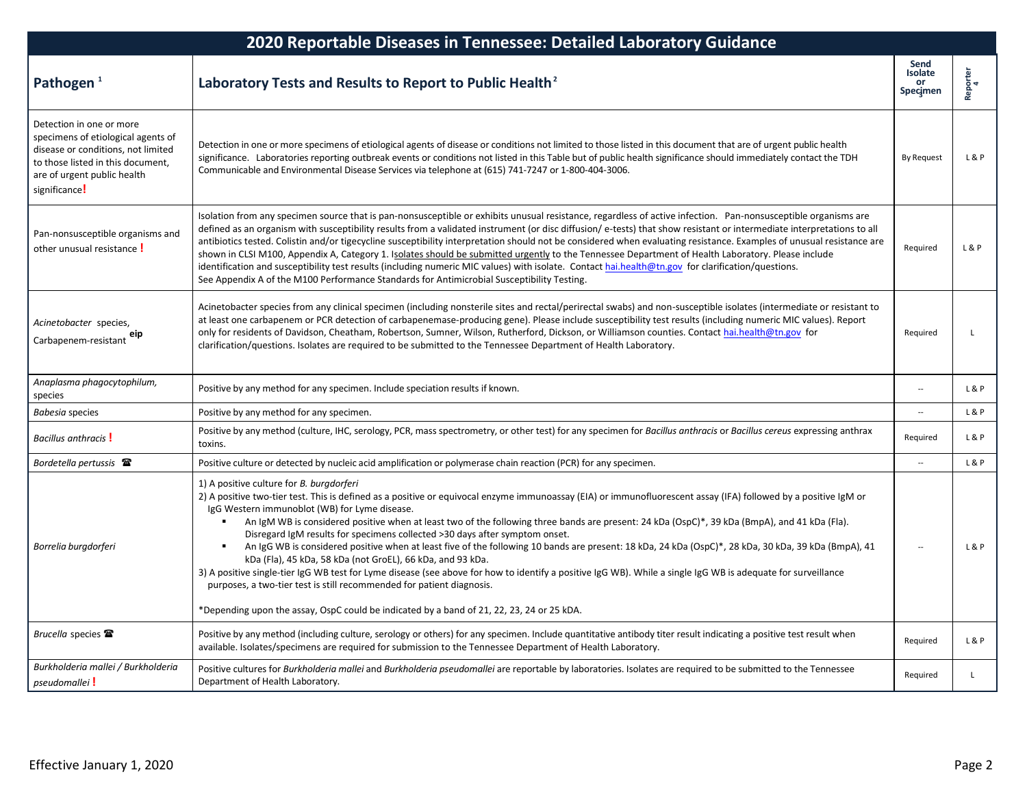# 2020 Reportable Diseases in Tennessee: Detailed Laboratory Guidance

| Pathogen [1] | Laboratory Tests and Results to Report to Public Health [2] | Send Isolate or Specimen [3] | Reporter [4] |
|---|---|---|---|
| Detection in one or more specimens of etiological agents of disease or conditions, not limited to those listed in this document, are of urgent public health significance **!** | Detection in one or more specimens of etiological agents of disease or conditions not limited to those listed in this document that are of urgent public health significance. Laboratories reporting outbreak events or conditions not listed in this Table but of public health significance should immediately contact the TDH Communicable and Environmental Disease Services via telephone at (615) 741-7247 or 1-800-404-3006. | By Request | L & P |
| Pan-nonsusceptible organisms and other unusual resistance **!** | Isolation from any specimen source that is pan-nonsusceptible or exhibits unusual resistance, regardless of active infection. Pan-nonsusceptible organisms are defined as an organism with susceptibility results from a validated instrument (or disc diffusion/ e-tests) that show resistant or intermediate interpretations to all antibiotics tested. Colistin and/or tigecycline susceptibility interpretation should not be considered when evaluating resistance. Examples of unusual resistance are shown in CLSI M100, Appendix A, Category 1. Isolates should be submitted urgently to the Tennessee Department of Health Laboratory. Please include identification and susceptibility test results (including numeric MIC values) with isolate. Contact hai.health@tn.gov for clarification/questions. See Appendix A of the M100 Performance Standards for Antimicrobial Susceptibility Testing. | Required | L & P |
| *Acinetobacter* species, Carbapenem-resistant **eip** | Acinetobacter species from any clinical specimen (including nonsterile sites and rectal/perirectal swabs) and non-susceptible isolates (intermediate or resistant to at least one carbapenem or PCR detection of carbapenemase-producing gene). Please include susceptibility test results (including numeric MIC values). Report only for residents of Davidson, Cheatham, Robertson, Sumner, Wilson, Rutherford, Dickson, or Williamson counties. Contact hai.health@tn.gov for clarification/questions. Isolates are required to be submitted to the Tennessee Department of Health Laboratory. | Required | L |
| *Anaplasma phagocytophilum*, species | Positive by any method for any specimen. Include speciation results if known. | -- | L & P |
| *Babesia* species | Positive by any method for any specimen. | -- | L & P |
| *Bacillus anthracis* **!** | Positive by any method (culture, IHC, serology, PCR, mass spectrometry, or other test) for any specimen for *Bacillus anthracis* or *Bacillus cereus* expressing anthrax toxins. | Required | L & P |
| *Bordetella pertussis* ☎ | Positive culture or detected by nucleic acid amplification or polymerase chain reaction (PCR) for any specimen. | -- | L & P |
| *Borrelia burgdorferi* | 1) A positive culture for *B. burgdorferi*<br>2) A positive two-tier test. This is defined as a positive or equivocal enzyme immunoassay (EIA) or immunofluorescent assay (IFA) followed by a positive IgM or IgG Western immunoblot (WB) for Lyme disease.<br>▪ An IgM WB is considered positive when at least two of the following three bands are present: 24 kDa (OspC)*, 39 kDa (BmpA), and 41 kDa (Fla). Disregard IgM results for specimens collected >30 days after symptom onset.<br>▪ An IgG WB is considered positive when at least five of the following 10 bands are present: 18 kDa, 24 kDa (OspC)*, 28 kDa, 30 kDa, 39 kDa (BmpA), 41 kDa (Fla), 45 kDa, 58 kDa (not GroEL), 66 kDa, and 93 kDa.<br>3) A positive single-tier IgG WB test for Lyme disease (see above for how to identify a positive IgG WB). While a single IgG WB is adequate for surveillance purposes, a two-tier test is still recommended for patient diagnosis.<br><br>*Depending upon the assay, OspC could be indicated by a band of 21, 22, 23, 24 or 25 kDA. | -- | L & P |
| *Brucella* species ☎ | Positive by any method (including culture, serology or others) for any specimen. Include quantitative antibody titer result indicating a positive test result when available. Isolates/specimens are required for submission to the Tennessee Department of Health Laboratory. | Required | L & P |
| *Burkholderia mallei / Burkholderia pseudomallei* **!** | Positive cultures for *Burkholderia mallei* and *Burkholderia pseudomallei* are reportable by laboratories. Isolates are required to be submitted to the Tennessee Department of Health Laboratory. | Required | L |

Effective January 1, 2020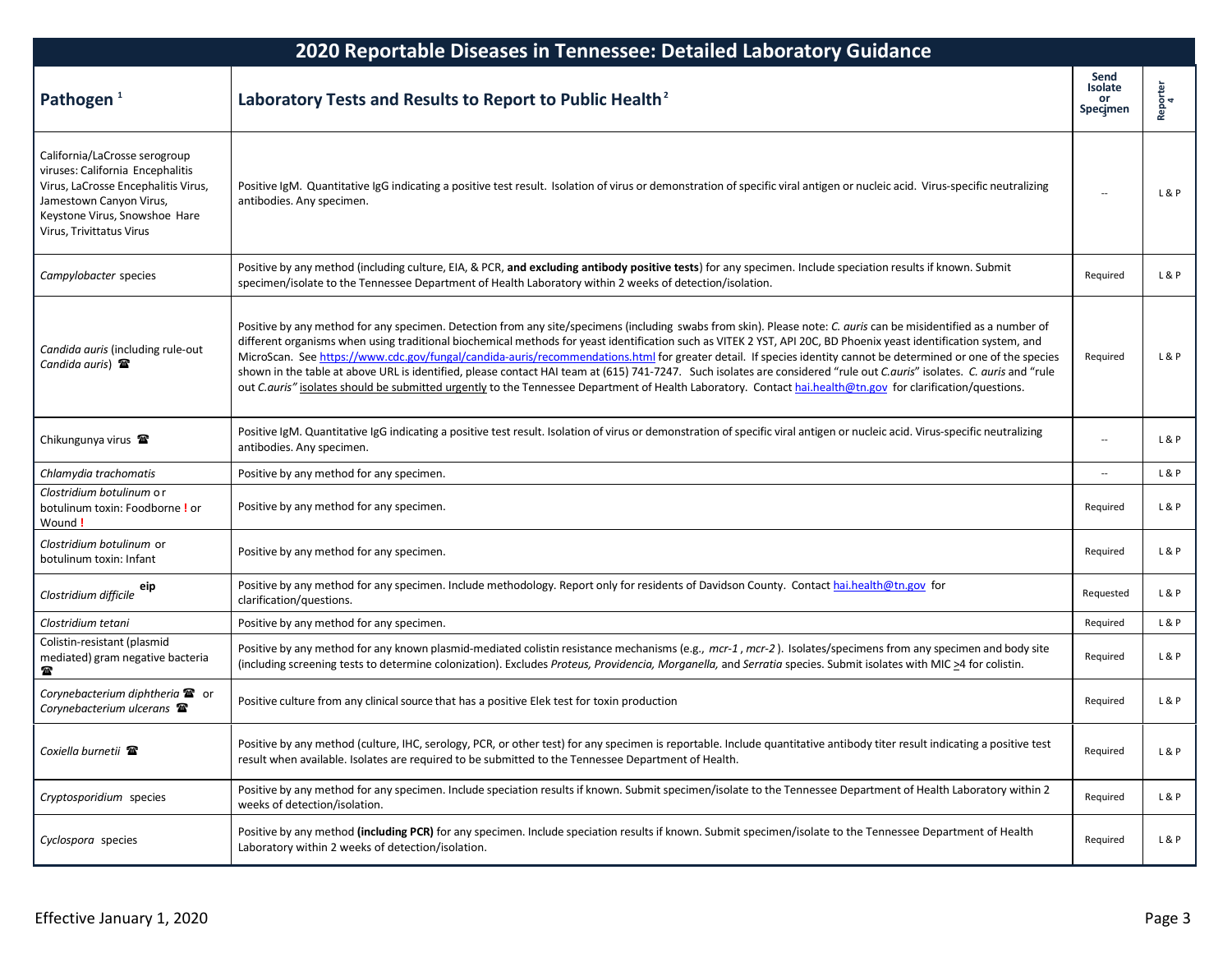# 2020 Reportable Diseases in Tennessee: Detailed Laboratory Guidance

| Pathogen [1] | Laboratory Tests and Results to Report to Public Health [2] | Send Isolate or Specimen [3] | Reporter [4] |
|---|---|---|---|
| California/LaCrosse serogroup viruses: California Encephalitis Virus, LaCrosse Encephalitis Virus, Jamestown Canyon Virus, Keystone Virus, Snowshoe Hare Virus, Trivittatus Virus | Positive IgM. Quantitative IgG indicating a positive test result. Isolation of virus or demonstration of specific viral antigen or nucleic acid. Virus-specific neutralizing antibodies. Any specimen. | -- | L & P |
| *Campylobacter* species | Positive by any method (including culture, EIA, & PCR, **and excluding antibody positive tests**) for any specimen. Include speciation results if known. Submit specimen/isolate to the Tennessee Department of Health Laboratory within 2 weeks of detection/isolation. | Required | L & P |
| *Candida auris* (including rule-out *Candida auris*) ☎ | Positive by any method for any specimen. Detection from any site/specimens (including swabs from skin). Please note: *C. auris* can be misidentified as a number of different organisms when using traditional biochemical methods for yeast identification such as VITEK 2 YST, API 20C, BD Phoenix yeast identification system, and MicroScan. See https://www.cdc.gov/fungal/candida-auris/recommendations.html for greater detail. If species identity cannot be determined or one of the species shown in the table at above URL is identified, please contact HAI team at (615) 741-7247. Such isolates are considered "rule out *C.auris*" isolates. *C. auris* and "rule out *C.auris*" isolates should be submitted urgently to the Tennessee Department of Health Laboratory. Contact hai.health@tn.gov for clarification/questions. | Required | L & P |
| Chikungunya virus ☎ | Positive IgM. Quantitative IgG indicating a positive test result. Isolation of virus or demonstration of specific viral antigen or nucleic acid. Virus-specific neutralizing antibodies. Any specimen. | -- | L & P |
| *Chlamydia trachomatis* | Positive by any method for any specimen. | -- | L & P |
| *Clostridium botulinum* or botulinum toxin: Foodborne ! or Wound ! | Positive by any method for any specimen. | Required | L & P |
| *Clostridium botulinum* or botulinum toxin: Infant | Positive by any method for any specimen. | Required | L & P |
| *Clostridium difficile* eip | Positive by any method for any specimen. Include methodology. Report only for residents of Davidson County. Contact hai.health@tn.gov for clarification/questions. | Requested | L & P |
| *Clostridium tetani* | Positive by any method for any specimen. | Required | L & P |
| Colistin-resistant (plasmid mediated) gram negative bacteria ☎ | Positive by any method for any known plasmid-mediated colistin resistance mechanisms (e.g., *mcr-1*, *mcr-2*). Isolates/specimens from any specimen and body site (including screening tests to determine colonization). Excludes *Proteus, Providencia, Morganella,* and *Serratia* species. Submit isolates with MIC $\geq$4 for colistin. | Required | L & P |
| *Corynebacterium diphtheria* ☎ or *Corynebacterium ulcerans* ☎ | Positive culture from any clinical source that has a positive Elek test for toxin production | Required | L & P |
| *Coxiella burnetii* ☎ | Positive by any method (culture, IHC, serology, PCR, or other test) for any specimen is reportable. Include quantitative antibody titer result indicating a positive test result when available. Isolates are required to be submitted to the Tennessee Department of Health. | Required | L & P |
| *Cryptosporidium* species | Positive by any method for any specimen. Include speciation results if known. Submit specimen/isolate to the Tennessee Department of Health Laboratory within 2 weeks of detection/isolation. | Required | L & P |
| *Cyclospora* species | Positive by any method **(including PCR)** for any specimen. Include speciation results if known. Submit specimen/isolate to the Tennessee Department of Health Laboratory within 2 weeks of detection/isolation. | Required | L & P |

Effective January 1, 2020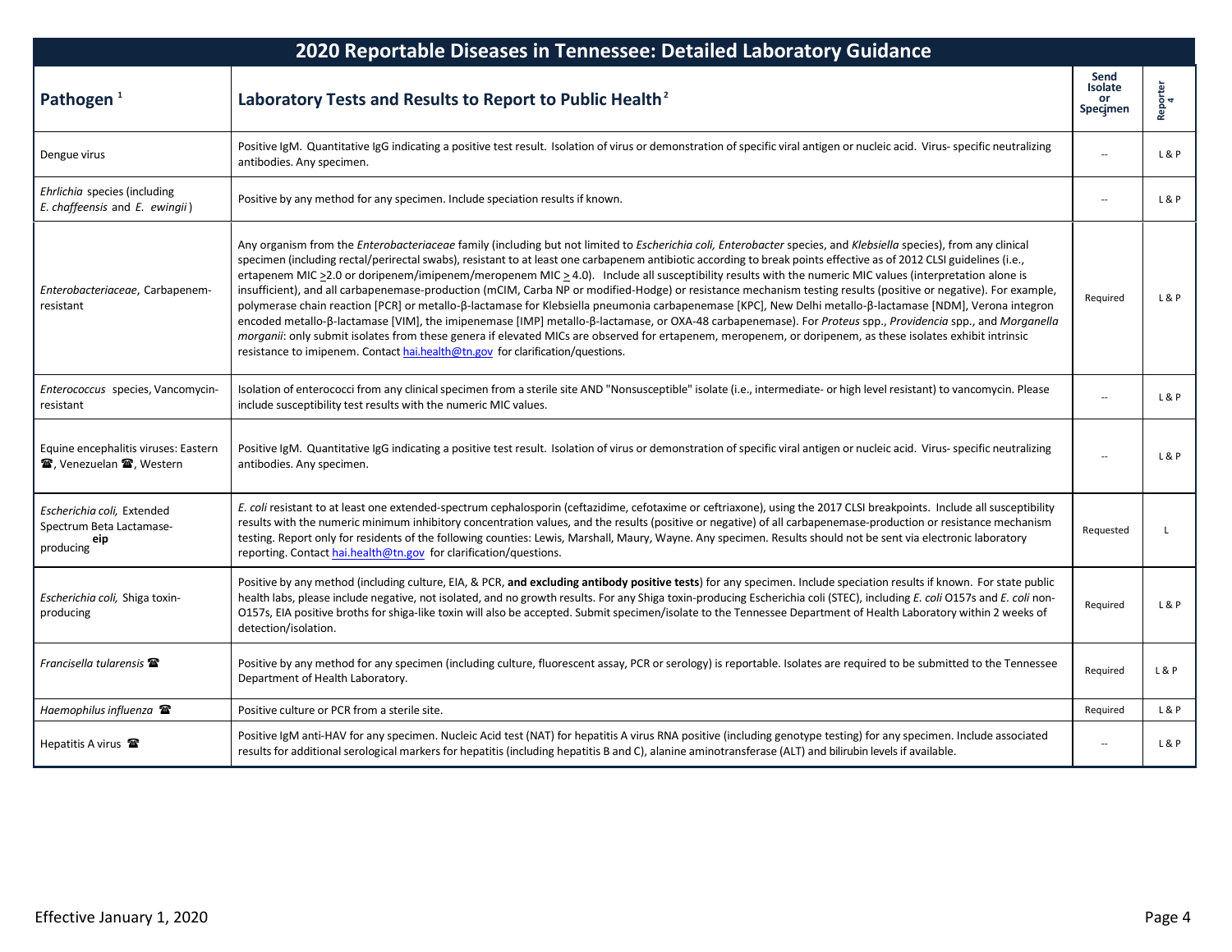## 2020 Reportable Diseases in Tennessee: Detailed Laboratory Guidance

| Pathogen [1] | Laboratory Tests and Results to Report to Public Health [2] | Send Isolate or Specimen [3] | Reporter [4] |
|---|---|---|---|
| Dengue virus | Positive IgM. Quantitative IgG indicating a positive test result. Isolation of virus or demonstration of specific viral antigen or nucleic acid. Virus- specific neutralizing antibodies. Any specimen. | -- | L & P |
| *Ehrlichia* species (including *E. chaffeensis* and *E. ewingii*) | Positive by any method for any specimen. Include speciation results if known. | -- | L & P |
| *Enterobacteriaceae*, Carbapenem-resistant | Any organism from the *Enterobacteriaceae* family (including but not limited to *Escherichia coli, Enterobacter* species, and *Klebsiella* species), from any clinical specimen (including rectal/perirectal swabs), resistant to at least one carbapenem antibiotic according to break points effective as of 2012 CLSI guidelines (i.e., ertapenem MIC ≥2.0 or doripenem/imipenem/meropenem MIC ≥ 4.0). Include all susceptibility results with the numeric MIC values (interpretation alone is insufficient), and all carbapenemase-production (mCIM, Carba NP or modified-Hodge) or resistance mechanism testing results (positive or negative). For example, polymerase chain reaction [PCR] or metallo-β-lactamase for Klebsiella pneumonia carbapenemase [KPC], New Delhi metallo-β-lactamase [NDM], Verona integron encoded metallo-β-lactamase [VIM], the imipenemase [IMP] metallo-β-lactamase, or OXA-48 carbapenemase). For *Proteus* spp., *Providencia* spp., and *Morganella morganii*: only submit isolates from these genera if elevated MICs are observed for ertapenem, meropenem, or doripenem, as these isolates exhibit intrinsic resistance to imipenem. Contact hai.health@tn.gov for clarification/questions. | Required | L & P |
| *Enterococcus* species, Vancomycin-resistant | Isolation of enterococci from any clinical specimen from a sterile site AND "Nonsusceptible" isolate (i.e., intermediate- or high level resistant) to vancomycin. Please include susceptibility test results with the numeric MIC values. | -- | L & P |
| Equine encephalitis viruses: Eastern ☎, Venezuelan ☎, Western | Positive IgM. Quantitative IgG indicating a positive test result. Isolation of virus or demonstration of specific viral antigen or nucleic acid. Virus- specific neutralizing antibodies. Any specimen. | -- | L & P |
| *Escherichia coli,* Extended Spectrum Beta Lactamase-producing [eip] | *E. coli* resistant to at least one extended-spectrum cephalosporin (ceftazidime, cefotaxime or ceftriaxone), using the 2017 CLSI breakpoints. Include all susceptibility results with the numeric minimum inhibitory concentration values, and the results (positive or negative) of all carbapenemase-production or resistance mechanism testing. Report only for residents of the following counties: Lewis, Marshall, Maury, Wayne. Any specimen. Results should not be sent via electronic laboratory reporting. Contact hai.health@tn.gov for clarification/questions. | Requested | L |
| *Escherichia coli,* Shiga toxin-producing | Positive by any method (including culture, EIA, & PCR, **and excluding antibody positive tests**) for any specimen. Include speciation results if known. For state public health labs, please include negative, not isolated, and no growth results. For any Shiga toxin-producing Escherichia coli (STEC), including *E. coli* O157s and *E. coli* non-O157s, EIA positive broths for shiga-like toxin will also be accepted. Submit specimen/isolate to the Tennessee Department of Health Laboratory within 2 weeks of detection/isolation. | Required | L & P |
| *Francisella tularensis* ☎ | Positive by any method for any specimen (including culture, fluorescent assay, PCR or serology) is reportable. Isolates are required to be submitted to the Tennessee Department of Health Laboratory. | Required | L & P |
| *Haemophilus influenza* ☎ | Positive culture or PCR from a sterile site. | Required | L & P |
| Hepatitis A virus ☎ | Positive IgM anti-HAV for any specimen. Nucleic Acid test (NAT) for hepatitis A virus RNA positive (including genotype testing) for any specimen. Include associated results for additional serological markers for hepatitis (including hepatitis B and C), alanine aminotransferase (ALT) and bilirubin levels if available. | -- | L & P |

Effective January 1, 2020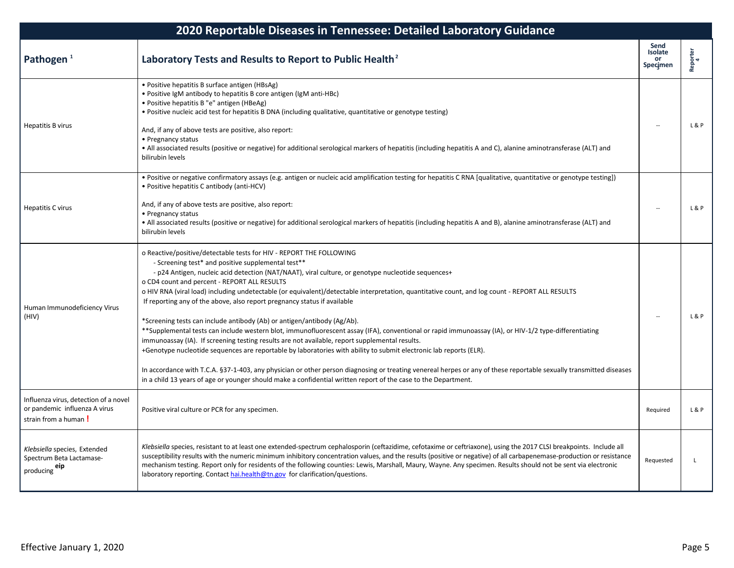# 2020 Reportable Diseases in Tennessee: Detailed Laboratory Guidance

| Pathogen [1] | Laboratory Tests and Results to Report to Public Health [2] | Send Isolate or Specimen [3] | Reporter [4] |
|---|---|---|---|
| Hepatitis B virus | • Positive hepatitis B surface antigen (HBsAg)<br>• Positive IgM antibody to hepatitis B core antigen (IgM anti-HBc)<br>• Positive hepatitis B "e" antigen (HBeAg)<br>• Positive nucleic acid test for hepatitis B DNA (including qualitative, quantitative or genotype testing)<br><br>And, if any of above tests are positive, also report:<br>• Pregnancy status<br>• All associated results (positive or negative) for additional serological markers of hepatitis (including hepatitis A and C), alanine aminotransferase (ALT) and bilirubin levels | -- | L & P |
| Hepatitis C virus | • Positive or negative confirmatory assays (e.g. antigen or nucleic acid amplification testing for hepatitis C RNA [qualitative, quantitative or genotype testing])<br>• Positive hepatitis C antibody (anti-HCV)<br><br>And, if any of above tests are positive, also report:<br>• Pregnancy status<br>• All associated results (positive or negative) for additional serological markers of hepatitis (including hepatitis A and B), alanine aminotransferase (ALT) and bilirubin levels | -- | L & P |
| Human Immunodeficiency Virus (HIV) | o Reactive/positive/detectable tests for HIV - REPORT THE FOLLOWING<br>- Screening test* and positive supplemental test**<br>- p24 Antigen, nucleic acid detection (NAT/NAAT), viral culture, or genotype nucleotide sequences+<br>o CD4 count and percent - REPORT ALL RESULTS<br>o HIV RNA (viral load) including undetectable (or equivalent)/detectable interpretation, quantitative count, and log count - REPORT ALL RESULTS<br>If reporting any of the above, also report pregnancy status if available<br><br>*Screening tests can include antibody (Ab) or antigen/antibody (Ag/Ab).<br>**Supplemental tests can include western blot, immunofluorescent assay (IFA), conventional or rapid immunoassay (IA), or HIV-1/2 type-differentiating immunoassay (IA). If screening testing results are not available, report supplemental results.<br>+Genotype nucleotide sequences are reportable by laboratories with ability to submit electronic lab reports (ELR).<br><br>In accordance with T.C.A. §37-1-403, any physician or other person diagnosing or treating venereal herpes or any of these reportable sexually transmitted diseases in a child 13 years of age or younger should make a confidential written report of the case to the Department. | -- | L & P |
| Influenza virus, detection of a novel or pandemic influenza A virus strain from a human **!** | Positive viral culture or PCR for any specimen. | Required | L & P |
| *Klebsiella* species, Extended Spectrum Beta Lactamase-producing [eip] | *Klebsiella* species, resistant to at least one extended-spectrum cephalosporin (ceftazidime, cefotaxime or ceftriaxone), using the 2017 CLSI breakpoints. Include all susceptibility results with the numeric minimum inhibitory concentration values, and the results (positive or negative) of all carbapenemase-production or resistance mechanism testing. Report only for residents of the following counties: Lewis, Marshall, Maury, Wayne. Any specimen. Results should not be sent via electronic laboratory reporting. Contact hai.health@tn.gov for clarification/questions. | Requested | L |

Effective January 1, 2020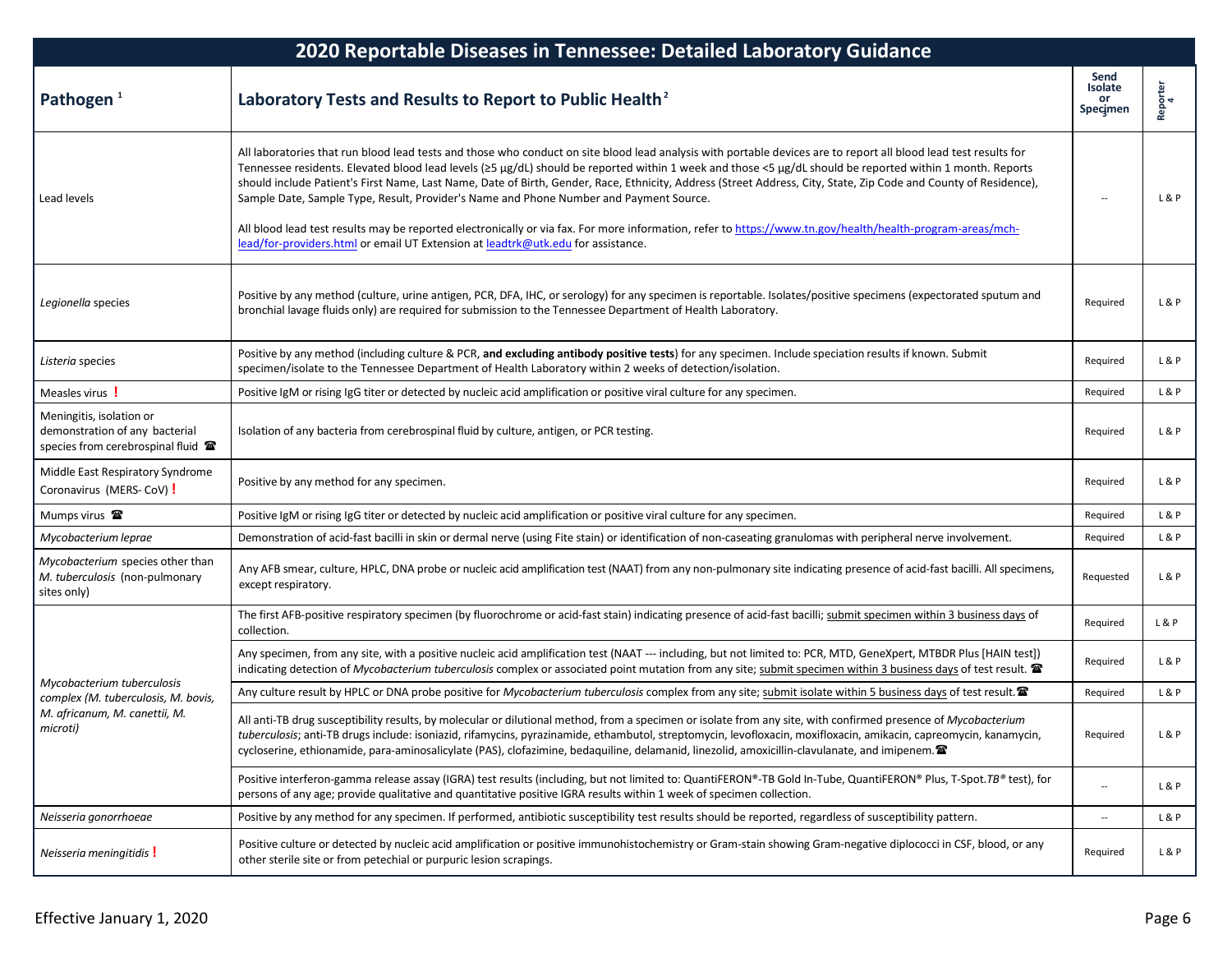# 2020 Reportable Diseases in Tennessee: Detailed Laboratory Guidance

| Pathogen [1] | Laboratory Tests and Results to Report to Public Health [2] | Send Isolate or Specimen [3] | Reporter [4] |
|---|---|---|---|
| Lead levels | All laboratories that run blood lead tests and those who conduct on site blood lead analysis with portable devices are to report all blood lead test results for Tennessee residents. Elevated blood lead levels (≥5 μg/dL) should be reported within 1 week and those <5 μg/dL should be reported within 1 month. Reports should include Patient's First Name, Last Name, Date of Birth, Gender, Race, Ethnicity, Address (Street Address, City, State, Zip Code and County of Residence), Sample Date, Sample Type, Result, Provider's Name and Phone Number and Payment Source.<br><br>All blood lead test results may be reported electronically or via fax. For more information, refer to https://www.tn.gov/health/health-program-areas/mch-lead/for-providers.html or email UT Extension at leadtrk@utk.edu for assistance. | -- | L & P |
| *Legionella* species | Positive by any method (culture, urine antigen, PCR, DFA, IHC, or serology) for any specimen is reportable. Isolates/positive specimens (expectorated sputum and bronchial lavage fluids only) are required for submission to the Tennessee Department of Health Laboratory. | Required | L & P |
| *Listeria* species | Positive by any method (including culture & PCR, **and excluding antibody positive tests**) for any specimen. Include speciation results if known. Submit specimen/isolate to the Tennessee Department of Health Laboratory within 2 weeks of detection/isolation. | Required | L & P |
| Measles virus ! | Positive IgM or rising IgG titer or detected by nucleic acid amplification or positive viral culture for any specimen. | Required | L & P |
| Meningitis, isolation or demonstration of any bacterial species from cerebrospinal fluid ☎ | Isolation of any bacteria from cerebrospinal fluid by culture, antigen, or PCR testing. | Required | L & P |
| Middle East Respiratory Syndrome Coronavirus (MERS- CoV) ! | Positive by any method for any specimen. | Required | L & P |
| Mumps virus ☎ | Positive IgM or rising IgG titer or detected by nucleic acid amplification or positive viral culture for any specimen. | Required | L & P |
| *Mycobacterium leprae* | Demonstration of acid-fast bacilli in skin or dermal nerve (using Fite stain) or identification of non-caseating granulomas with peripheral nerve involvement. | Required | L & P |
| *Mycobacterium* species other than *M. tuberculosis* (non-pulmonary sites only) | Any AFB smear, culture, HPLC, DNA probe or nucleic acid amplification test (NAAT) from any non-pulmonary site indicating presence of acid-fast bacilli. All specimens, except respiratory. | Requested | L & P |
| *Mycobacterium tuberculosis complex (M. tuberculosis, M. bovis, M. africanum, M. canettii, M. microti)* | The first AFB-positive respiratory specimen (by fluorochrome or acid-fast stain) indicating presence of acid-fast bacilli; submit specimen within 3 business days of collection. | Required | L & P |
| | Any specimen, from any site, with a positive nucleic acid amplification test (NAAT --- including, but not limited to: PCR, MTD, GeneXpert, MTBDR Plus [HAIN test]) indicating detection of *Mycobacterium tuberculosis* complex or associated point mutation from any site; submit specimen within 3 business days of test result. ☎ | Required | L & P |
| | Any culture result by HPLC or DNA probe positive for *Mycobacterium tuberculosis* complex from any site; submit isolate within 5 business days of test result. ☎ | Required | L & P |
| | All anti-TB drug susceptibility results, by molecular or dilutional method, from a specimen or isolate from any site, with confirmed presence of *Mycobacterium tuberculosis*; anti-TB drugs include: isoniazid, rifamycins, pyrazinamide, ethambutol, streptomycin, levofloxacin, moxifloxacin, amikacin, capreomycin, kanamycin, cycloserine, ethionamide, para-aminosalicylate (PAS), clofazimine, bedaquiline, delamanid, linezolid, amoxicillin-clavulanate, and imipenem. ☎ | Required | L & P |
| | Positive interferon-gamma release assay (IGRA) test results (including, but not limited to: QuantiFERON®-TB Gold In-Tube, QuantiFERON® Plus, T-Spot.*TB*® test), for persons of any age; provide qualitative and quantitative positive IGRA results within 1 week of specimen collection. | -- | L & P |
| *Neisseria gonorrhoeae* | Positive by any method for any specimen. If performed, antibiotic susceptibility test results should be reported, regardless of susceptibility pattern. | -- | L & P |
| *Neisseria meningitidis* ! | Positive culture or detected by nucleic acid amplification or positive immunohistochemistry or Gram-stain showing Gram-negative diplococci in CSF, blood, or any other sterile site or from petechial or purpuric lesion scrapings. | Required | L & P |

Effective January 1, 2020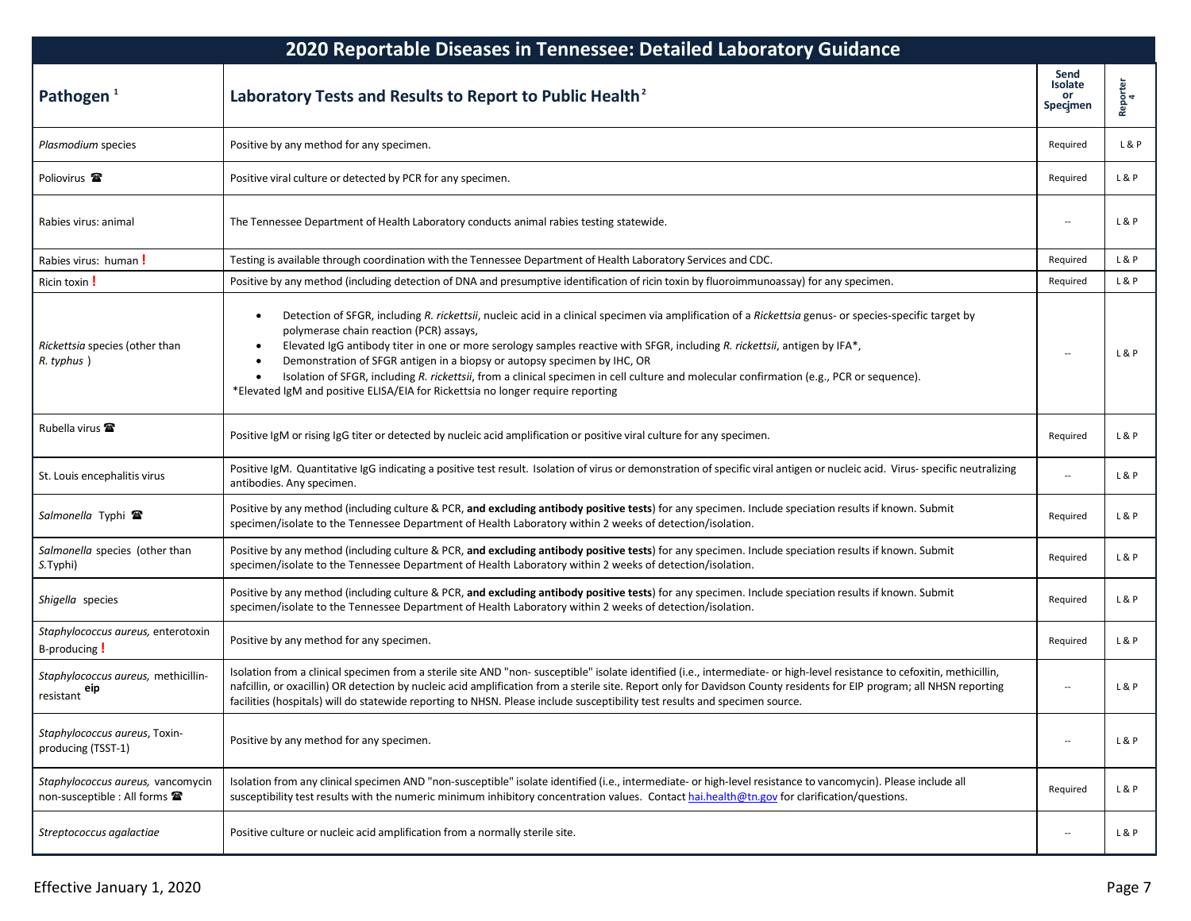## 2020 Reportable Diseases in Tennessee: Detailed Laboratory Guidance

| Pathogen [1] | Laboratory Tests and Results to Report to Public Health [2] | Send Isolate or Specimen [3] | Reporter [4] |
|---|---|---|---|
| *Plasmodium* species | Positive by any method for any specimen. | Required | L & P |
| Poliovirus ☎ | Positive viral culture or detected by PCR for any specimen. | Required | L & P |
| Rabies virus: animal | The Tennessee Department of Health Laboratory conducts animal rabies testing statewide. | -- | L & P |
| Rabies virus: human **!** | Testing is available through coordination with the Tennessee Department of Health Laboratory Services and CDC. | Required | L & P |
| Ricin toxin **!** | Positive by any method (including detection of DNA and presumptive identification of ricin toxin by fluoroimmunoassay) for any specimen. | Required | L & P |
| *Rickettsia* species (other than *R. typhus* ) | • Detection of SFGR, including *R. rickettsii*, nucleic acid in a clinical specimen via amplification of a *Rickettsia* genus- or species-specific target by polymerase chain reaction (PCR) assays,<br>• Elevated IgG antibody titer in one or more serology samples reactive with SFGR, including *R. rickettsii*, antigen by IFA*,<br>• Demonstration of SFGR antigen in a biopsy or autopsy specimen by IHC, OR<br>• Isolation of SFGR, including *R. rickettsii*, from a clinical specimen in cell culture and molecular confirmation (e.g., PCR or sequence).<br>*Elevated IgM and positive ELISA/EIA for Rickettsia no longer require reporting | -- | L & P |
| Rubella virus ☎ | Positive IgM or rising IgG titer or detected by nucleic acid amplification or positive viral culture for any specimen. | Required | L & P |
| St. Louis encephalitis virus | Positive IgM. Quantitative IgG indicating a positive test result. Isolation of virus or demonstration of specific viral antigen or nucleic acid. Virus- specific neutralizing antibodies. Any specimen. | -- | L & P |
| *Salmonella* Typhi ☎ | Positive by any method (including culture & PCR, **and excluding antibody positive tests**) for any specimen. Include speciation results if known. Submit specimen/isolate to the Tennessee Department of Health Laboratory within 2 weeks of detection/isolation. | Required | L & P |
| *Salmonella* species (other than *S.*Typhi) | Positive by any method (including culture & PCR, **and excluding antibody positive tests**) for any specimen. Include speciation results if known. Submit specimen/isolate to the Tennessee Department of Health Laboratory within 2 weeks of detection/isolation. | Required | L & P |
| *Shigella* species | Positive by any method (including culture & PCR, **and excluding antibody positive tests**) for any specimen. Include speciation results if known. Submit specimen/isolate to the Tennessee Department of Health Laboratory within 2 weeks of detection/isolation. | Required | L & P |
| *Staphylococcus aureus,* enterotoxin B-producing **!** | Positive by any method for any specimen. | Required | L & P |
| *Staphylococcus aureus,* methicillin-resistant **eip** | Isolation from a clinical specimen from a sterile site AND "non- susceptible" isolate identified (i.e., intermediate- or high-level resistance to cefoxitin, methicillin, nafcillin, or oxacillin) OR detection by nucleic acid amplification from a sterile site. Report only for Davidson County residents for EIP program; all NHSN reporting facilities (hospitals) will do statewide reporting to NHSN. Please include susceptibility test results and specimen source. | -- | L & P |
| *Staphylococcus aureus*, Toxin-producing (TSST-1) | Positive by any method for any specimen. | -- | L & P |
| *Staphylococcus aureus,* vancomycin non-susceptible : All forms ☎ | Isolation from any clinical specimen AND "non-susceptible" isolate identified (i.e., intermediate- or high-level resistance to vancomycin). Please include all susceptibility test results with the numeric minimum inhibitory concentration values. Contact hai.health@tn.gov for clarification/questions. | Required | L & P |
| *Streptococcus agalactiae* | Positive culture or nucleic acid amplification from a normally sterile site. | -- | L & P |

Effective January 1, 2020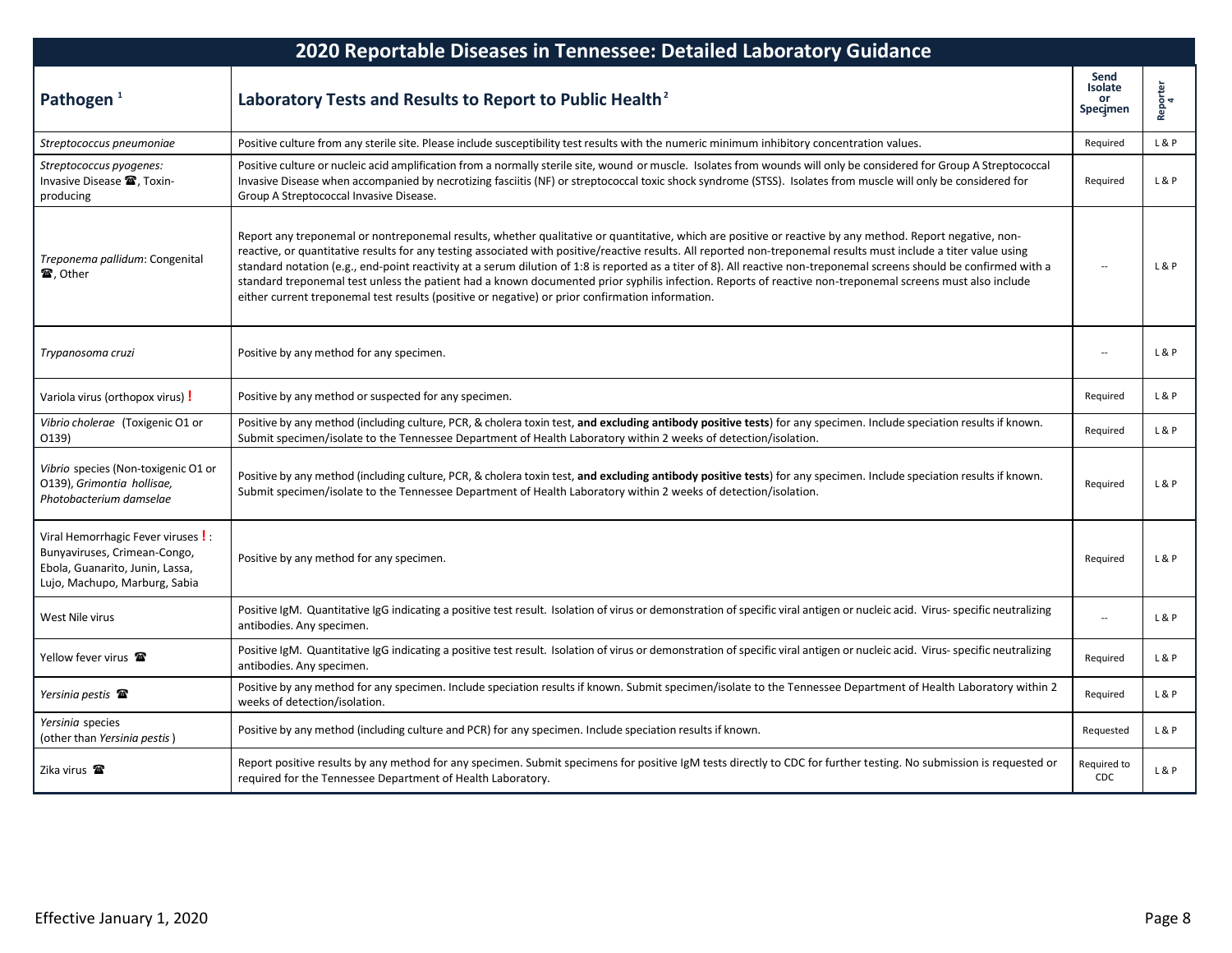## 2020 Reportable Diseases in Tennessee: Detailed Laboratory Guidance

| Pathogen [1] | Laboratory Tests and Results to Report to Public Health [2] | Send Isolate or Specimen [3] | Reporter [4] |
|---|---|---|---|
| *Streptococcus pneumoniae* | Positive culture from any sterile site. Please include susceptibility test results with the numeric minimum inhibitory concentration values. | Required | L & P |
| *Streptococcus pyogenes:* Invasive Disease ☎, Toxin-producing | Positive culture or nucleic acid amplification from a normally sterile site, wound or muscle. Isolates from wounds will only be considered for Group A Streptococcal Invasive Disease when accompanied by necrotizing fasciitis (NF) or streptococcal toxic shock syndrome (STSS). Isolates from muscle will only be considered for Group A Streptococcal Invasive Disease. | Required | L & P |
| *Treponema pallidum*: Congenital ☎, Other | Report any treponemal or nontreponemal results, whether qualitative or quantitative, which are positive or reactive by any method. Report negative, non-reactive, or quantitative results for any testing associated with positive/reactive results. All reported non-treponemal results must include a titer value using standard notation (e.g., end-point reactivity at a serum dilution of 1:8 is reported as a titer of 8). All reactive non-treponemal screens should be confirmed with a standard treponemal test unless the patient had a known documented prior syphilis infection. Reports of reactive non-treponemal screens must also include either current treponemal test results (positive or negative) or prior confirmation information. | -- | L & P |
| *Trypanosoma cruzi* | Positive by any method for any specimen. | -- | L & P |
| Variola virus (orthopox virus) **!** | Positive by any method or suspected for any specimen. | Required | L & P |
| *Vibrio cholerae* (Toxigenic O1 or O139) | Positive by any method (including culture, PCR, & cholera toxin test, **and excluding antibody positive tests**) for any specimen. Include speciation results if known. Submit specimen/isolate to the Tennessee Department of Health Laboratory within 2 weeks of detection/isolation. | Required | L & P |
| *Vibrio* species (Non-toxigenic O1 or O139), *Grimontia hollisae, Photobacterium damselae* | Positive by any method (including culture, PCR, & cholera toxin test, **and excluding antibody positive tests**) for any specimen. Include speciation results if known. Submit specimen/isolate to the Tennessee Department of Health Laboratory within 2 weeks of detection/isolation. | Required | L & P |
| Viral Hemorrhagic Fever viruses **!**: Bunyaviruses, Crimean-Congo, Ebola, Guanarito, Junin, Lassa, Lujo, Machupo, Marburg, Sabia | Positive by any method for any specimen. | Required | L & P |
| West Nile virus | Positive IgM. Quantitative IgG indicating a positive test result. Isolation of virus or demonstration of specific viral antigen or nucleic acid. Virus- specific neutralizing antibodies. Any specimen. | -- | L & P |
| Yellow fever virus ☎ | Positive IgM. Quantitative IgG indicating a positive test result. Isolation of virus or demonstration of specific viral antigen or nucleic acid. Virus- specific neutralizing antibodies. Any specimen. | Required | L & P |
| *Yersinia pestis* ☎ | Positive by any method for any specimen. Include speciation results if known. Submit specimen/isolate to the Tennessee Department of Health Laboratory within 2 weeks of detection/isolation. | Required | L & P |
| *Yersinia* species (other than *Yersinia pestis*) | Positive by any method (including culture and PCR) for any specimen. Include speciation results if known. | Requested | L & P |
| Zika virus ☎ | Report positive results by any method for any specimen. Submit specimens for positive IgM tests directly to CDC for further testing. No submission is requested or required for the Tennessee Department of Health Laboratory. | Required to CDC | L & P |

Effective January 1, 2020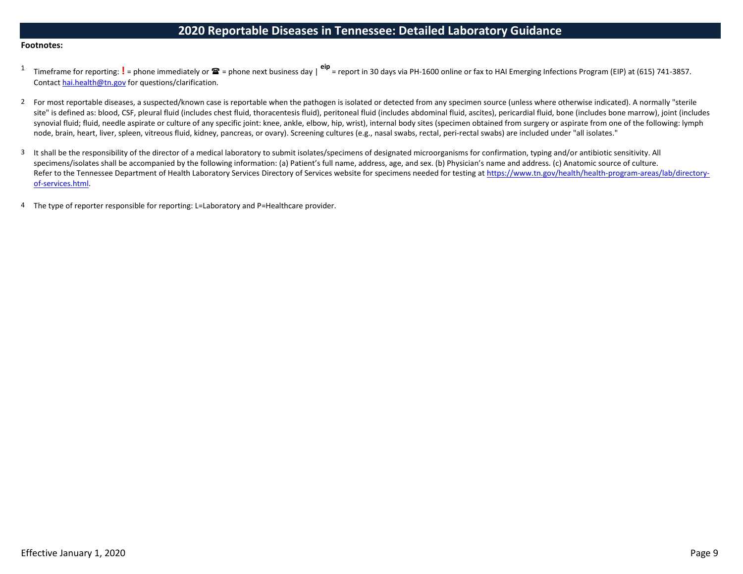## 2020 Reportable Diseases in Tennessee: Detailed Laboratory Guidance

**Footnotes:**

1. Timeframe for reporting: **!** = phone immediately or ☎ = phone next business day | **eip** = report in 30 days via PH-1600 online or fax to HAI Emerging Infections Program (EIP) at (615) 741-3857. Contact hai.health@tn.gov for questions/clarification.

2. For most reportable diseases, a suspected/known case is reportable when the pathogen is isolated or detected from any specimen source (unless where otherwise indicated). A normally "sterile site" is defined as: blood, CSF, pleural fluid (includes chest fluid, thoracentesis fluid), peritoneal fluid (includes abdominal fluid, ascites), pericardial fluid, bone (includes bone marrow), joint (includes synovial fluid; fluid, needle aspirate or culture of any specific joint: knee, ankle, elbow, hip, wrist), internal body sites (specimen obtained from surgery or aspirate from one of the following: lymph node, brain, heart, liver, spleen, vitreous fluid, kidney, pancreas, or ovary). Screening cultures (e.g., nasal swabs, rectal, peri-rectal swabs) are included under "all isolates."

3. It shall be the responsibility of the director of a medical laboratory to submit isolates/specimens of designated microorganisms for confirmation, typing and/or antibiotic sensitivity. All specimens/isolates shall be accompanied by the following information: (a) Patient's full name, address, age, and sex. (b) Physician's name and address. (c) Anatomic source of culture. Refer to the Tennessee Department of Health Laboratory Services Directory of Services website for specimens needed for testing at https://www.tn.gov/health/health-program-areas/lab/directory-of-services.html.

4. The type of reporter responsible for reporting: L=Laboratory and P=Healthcare provider.

Effective January 1, 2020